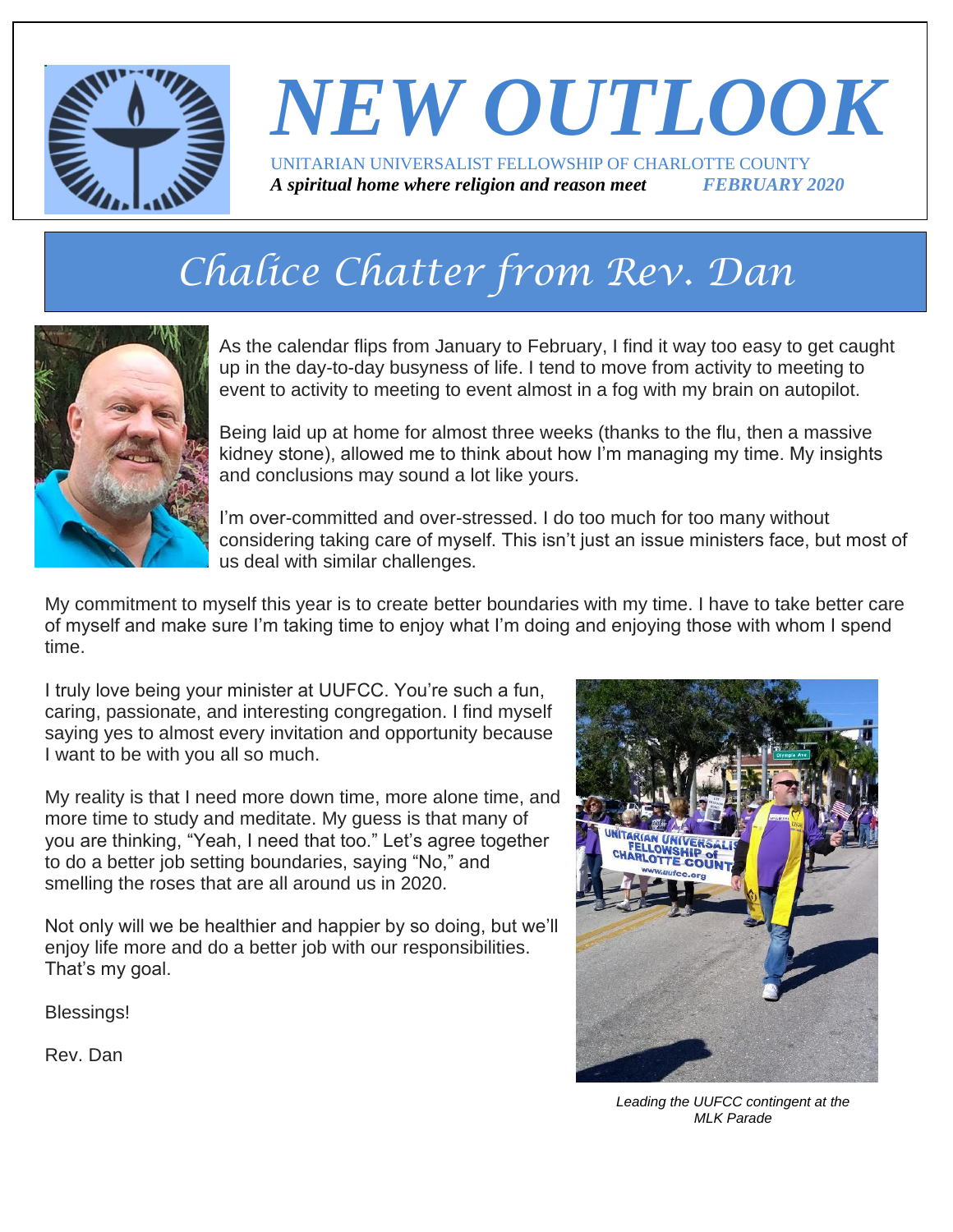# NEW OUTLOOK

UNITARIAN UNIVERSALIST FELLOWSHIP OF CHARLOTTE COUNTY

***A spiritual home where religion and reason meet*** ***FEBRUARY 2020***

## Chalice Chatter from Rev. Dan

As the calendar flips from January to February, I find it way too easy to get caught up in the day-to-day busyness of life. I tend to move from activity to meeting to event to activity to meeting to event almost in a fog with my brain on autopilot.

Being laid up at home for almost three weeks (thanks to the flu, then a massive kidney stone), allowed me to think about how I'm managing my time. My insights and conclusions may sound a lot like yours.

I'm over-committed and over-stressed. I do too much for too many without considering taking care of myself. This isn't just an issue ministers face, but most of us deal with similar challenges.

My commitment to myself this year is to create better boundaries with my time. I have to take better care of myself and make sure I'm taking time to enjoy what I'm doing and enjoying those with whom I spend time.

I truly love being your minister at UUFCC. You're such a fun, caring, passionate, and interesting congregation. I find myself saying yes to almost every invitation and opportunity because I want to be with you all so much.

My reality is that I need more down time, more alone time, and more time to study and meditate. My guess is that many of you are thinking, "Yeah, I need that too." Let's agree together to do a better job setting boundaries, saying "No," and smelling the roses that are all around us in 2020.

Not only will we be healthier and happier by so doing, but we'll enjoy life more and do a better job with our responsibilities. That's my goal.

Blessings!

Rev. Dan

*Leading the UUFCC contingent at the MLK Parade*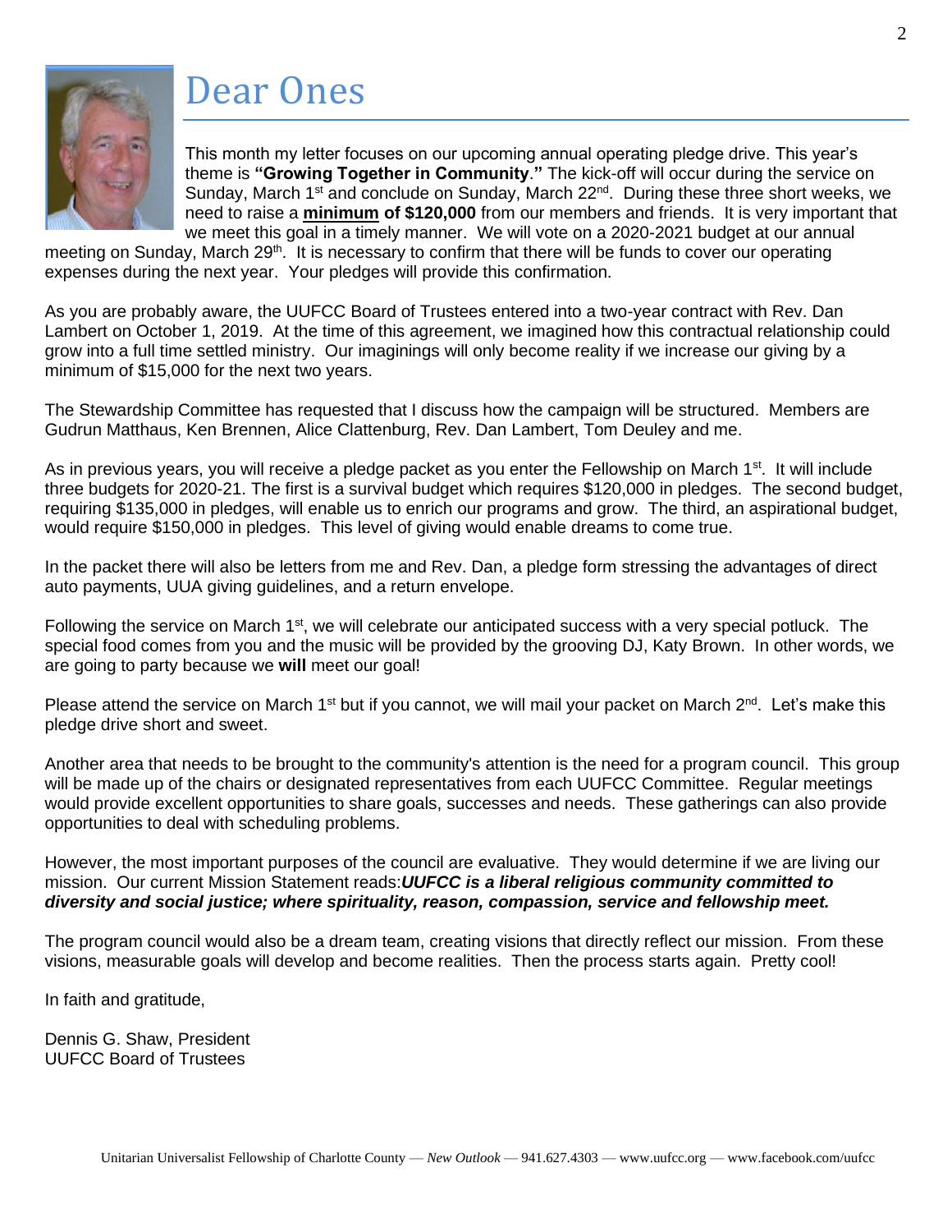# Dear Ones

This month my letter focuses on our upcoming annual operating pledge drive. This year's theme is **"Growing Together in Community."** The kick-off will occur during the service on Sunday, March 1st and conclude on Sunday, March 22nd. During these three short weeks, we need to raise a **minimum of $120,000** from our members and friends. It is very important that we meet this goal in a timely manner. We will vote on a 2020-2021 budget at our annual meeting on Sunday, March 29th. It is necessary to confirm that there will be funds to cover our operating expenses during the next year. Your pledges will provide this confirmation.

As you are probably aware, the UUFCC Board of Trustees entered into a two-year contract with Rev. Dan Lambert on October 1, 2019. At the time of this agreement, we imagined how this contractual relationship could grow into a full time settled ministry. Our imaginings will only become reality if we increase our giving by a minimum of $15,000 for the next two years.

The Stewardship Committee has requested that I discuss how the campaign will be structured. Members are Gudrun Matthaus, Ken Brennen, Alice Clattenburg, Rev. Dan Lambert, Tom Deuley and me.

As in previous years, you will receive a pledge packet as you enter the Fellowship on March 1st. It will include three budgets for 2020-21. The first is a survival budget which requires $120,000 in pledges. The second budget, requiring $135,000 in pledges, will enable us to enrich our programs and grow. The third, an aspirational budget, would require $150,000 in pledges. This level of giving would enable dreams to come true.

In the packet there will also be letters from me and Rev. Dan, a pledge form stressing the advantages of direct auto payments, UUA giving guidelines, and a return envelope.

Following the service on March 1st, we will celebrate our anticipated success with a very special potluck. The special food comes from you and the music will be provided by the grooving DJ, Katy Brown. In other words, we are going to party because we **will** meet our goal!

Please attend the service on March 1st but if you cannot, we will mail your packet on March 2nd. Let's make this pledge drive short and sweet.

Another area that needs to be brought to the community's attention is the need for a program council. This group will be made up of the chairs or designated representatives from each UUFCC Committee. Regular meetings would provide excellent opportunities to share goals, successes and needs. These gatherings can also provide opportunities to deal with scheduling problems.

However, the most important purposes of the council are evaluative. They would determine if we are living our mission. Our current Mission Statement reads:***UUFCC is a liberal religious community committed to diversity and social justice; where spirituality, reason, compassion, service and fellowship meet.***

The program council would also be a dream team, creating visions that directly reflect our mission. From these visions, measurable goals will develop and become realities. Then the process starts again. Pretty cool!

In faith and gratitude,

Dennis G. Shaw, President
UUFCC Board of Trustees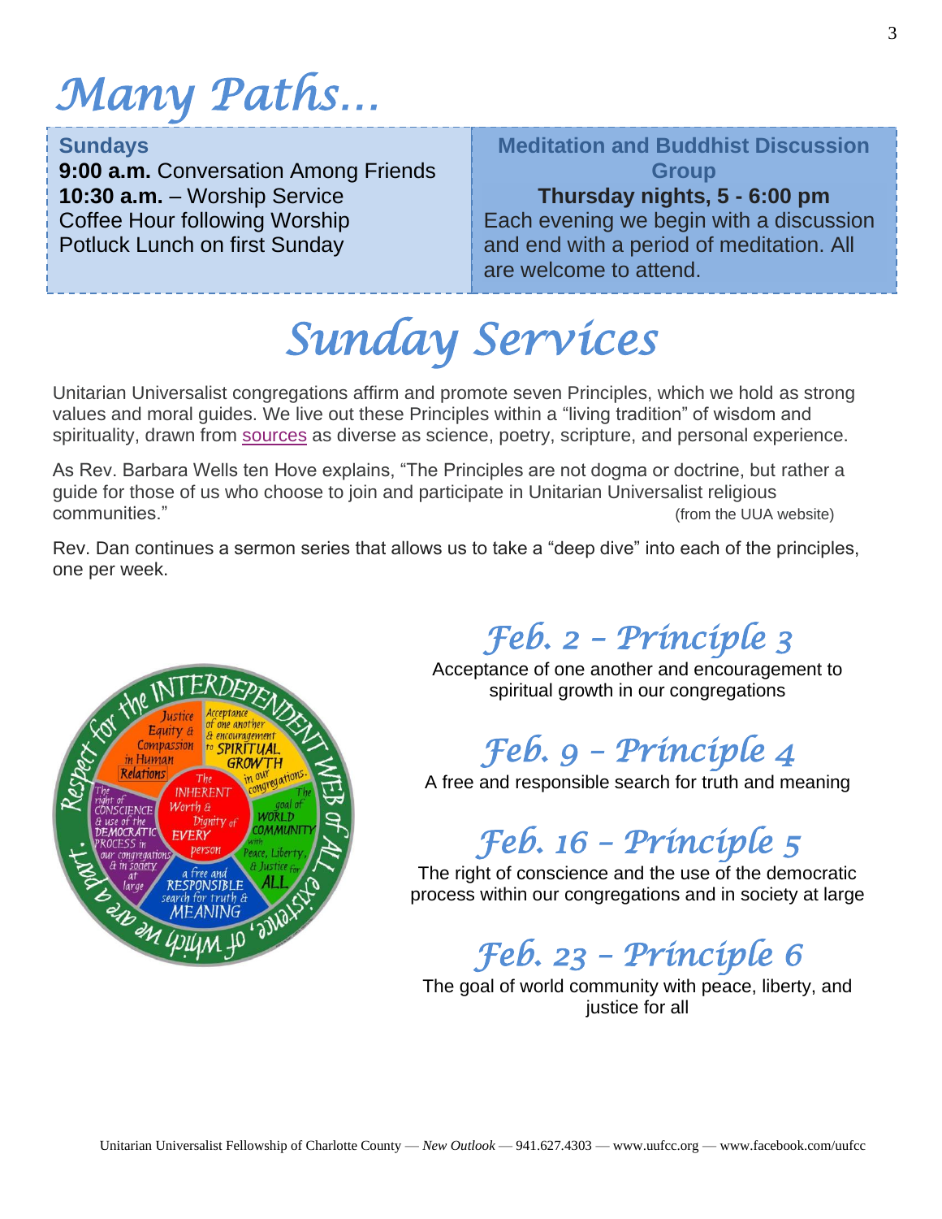# Many Paths…

**Sundays**
**9:00 a.m.** Conversation Among Friends
**10:30 a.m.** – Worship Service
Coffee Hour following Worship
Potluck Lunch on first Sunday

**Meditation and Buddhist Discussion Group**
**Thursday nights, 5 - 6:00 pm**
Each evening we begin with a discussion and end with a period of meditation. All are welcome to attend.

# Sunday Services

Unitarian Universalist congregations affirm and promote seven Principles, which we hold as strong values and moral guides. We live out these Principles within a "living tradition" of wisdom and spirituality, drawn from sources as diverse as science, poetry, scripture, and personal experience.

As Rev. Barbara Wells ten Hove explains, "The Principles are not dogma or doctrine, but rather a guide for those of us who choose to join and participate in Unitarian Universalist religious communities." (from the UUA website)

Rev. Dan continues a sermon series that allows us to take a "deep dive" into each of the principles, one per week.

## Feb. 2 – Principle 3

Acceptance of one another and encouragement to spiritual growth in our congregations

## Feb. 9 – Principle 4

A free and responsible search for truth and meaning

## Feb. 16 – Principle 5

The right of conscience and the use of the democratic process within our congregations and in society at large

## Feb. 23 – Principle 6

The goal of world community with peace, liberty, and justice for all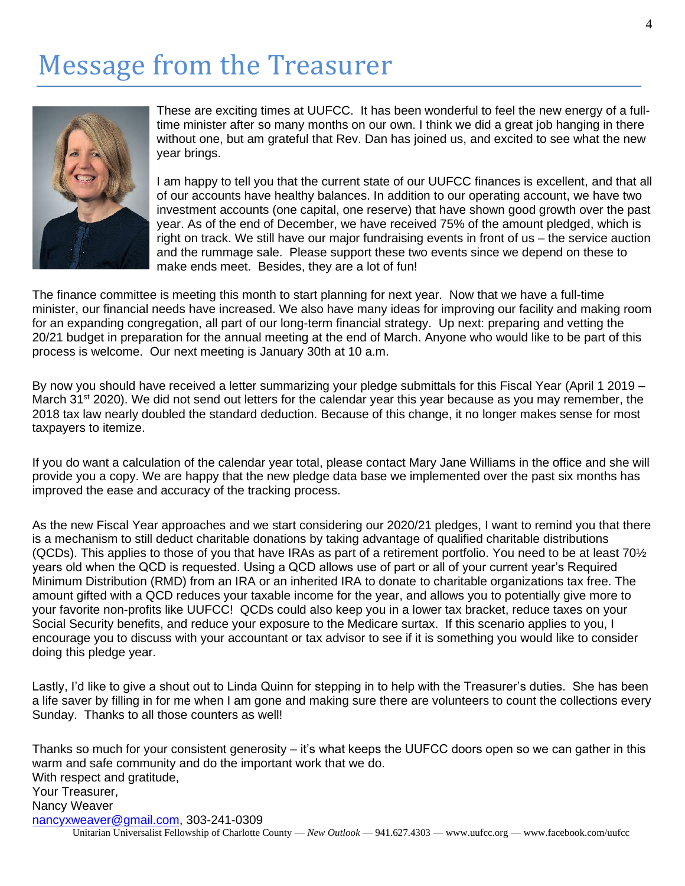# Message from the Treasurer

These are exciting times at UUFCC. It has been wonderful to feel the new energy of a full-time minister after so many months on our own. I think we did a great job hanging in there without one, but am grateful that Rev. Dan has joined us, and excited to see what the new year brings.

I am happy to tell you that the current state of our UUFCC finances is excellent, and that all of our accounts have healthy balances. In addition to our operating account, we have two investment accounts (one capital, one reserve) that have shown good growth over the past year. As of the end of December, we have received 75% of the amount pledged, which is right on track. We still have our major fundraising events in front of us – the service auction and the rummage sale. Please support these two events since we depend on these to make ends meet. Besides, they are a lot of fun!

The finance committee is meeting this month to start planning for next year. Now that we have a full-time minister, our financial needs have increased. We also have many ideas for improving our facility and making room for an expanding congregation, all part of our long-term financial strategy. Up next: preparing and vetting the 20/21 budget in preparation for the annual meeting at the end of March. Anyone who would like to be part of this process is welcome. Our next meeting is January 30th at 10 a.m.

By now you should have received a letter summarizing your pledge submittals for this Fiscal Year (April 1 2019 – March 31st 2020). We did not send out letters for the calendar year this year because as you may remember, the 2018 tax law nearly doubled the standard deduction. Because of this change, it no longer makes sense for most taxpayers to itemize.

If you do want a calculation of the calendar year total, please contact Mary Jane Williams in the office and she will provide you a copy. We are happy that the new pledge data base we implemented over the past six months has improved the ease and accuracy of the tracking process.

As the new Fiscal Year approaches and we start considering our 2020/21 pledges, I want to remind you that there is a mechanism to still deduct charitable donations by taking advantage of qualified charitable distributions (QCDs). This applies to those of you that have IRAs as part of a retirement portfolio. You need to be at least 70½ years old when the QCD is requested. Using a QCD allows use of part or all of your current year's Required Minimum Distribution (RMD) from an IRA or an inherited IRA to donate to charitable organizations tax free. The amount gifted with a QCD reduces your taxable income for the year, and allows you to potentially give more to your favorite non-profits like UUFCC! QCDs could also keep you in a lower tax bracket, reduce taxes on your Social Security benefits, and reduce your exposure to the Medicare surtax. If this scenario applies to you, I encourage you to discuss with your accountant or tax advisor to see if it is something you would like to consider doing this pledge year.

Lastly, I'd like to give a shout out to Linda Quinn for stepping in to help with the Treasurer's duties. She has been a life saver by filling in for me when I am gone and making sure there are volunteers to count the collections every Sunday. Thanks to all those counters as well!

Thanks so much for your consistent generosity – it's what keeps the UUFCC doors open so we can gather in this warm and safe community and do the important work that we do.

With respect and gratitude,
Your Treasurer,
Nancy Weaver
nancyxweaver@gmail.com, 303-241-0309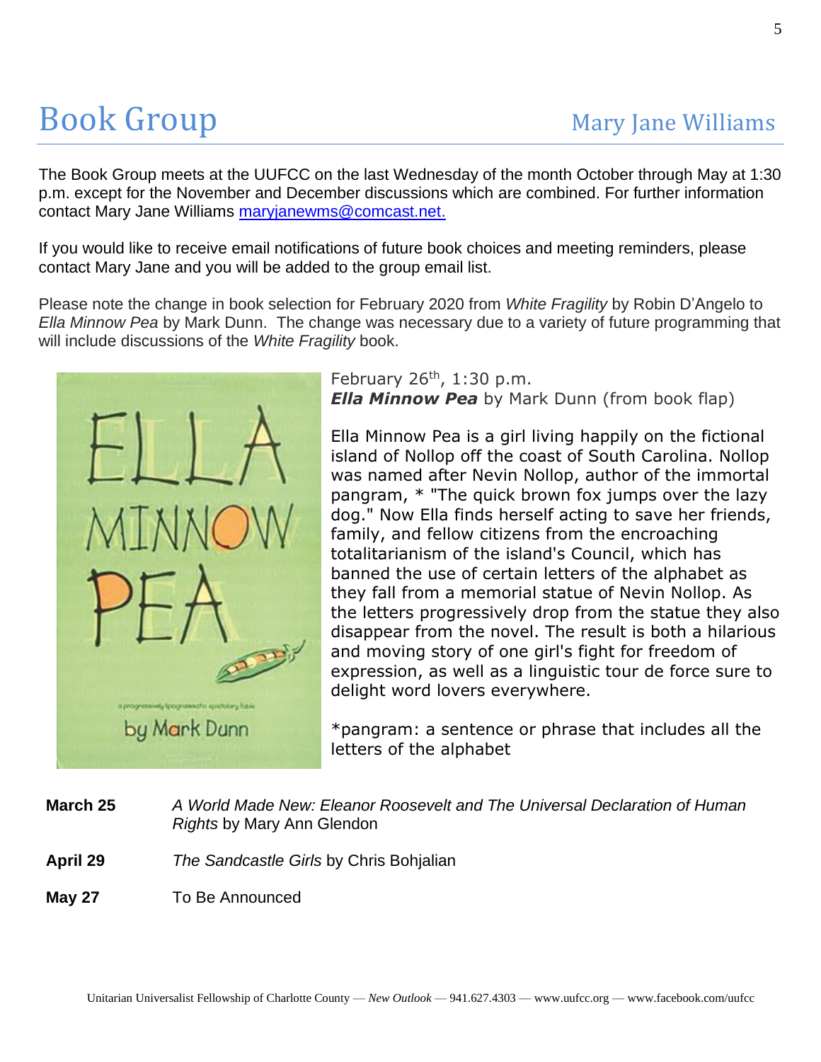# Book Group

Mary Jane Williams

The Book Group meets at the UUFCC on the last Wednesday of the month October through May at 1:30 p.m. except for the November and December discussions which are combined. For further information contact Mary Jane Williams maryjanewms@comcast.net.

If you would like to receive email notifications of future book choices and meeting reminders, please contact Mary Jane and you will be added to the group email list.

Please note the change in book selection for February 2020 from *White Fragility* by Robin D'Angelo to *Ella Minnow Pea* by Mark Dunn. The change was necessary due to a variety of future programming that will include discussions of the *White Fragility* book.

February 26th, 1:30 p.m.
***Ella Minnow Pea*** by Mark Dunn (from book flap)

Ella Minnow Pea is a girl living happily on the fictional island of Nollop off the coast of South Carolina. Nollop was named after Nevin Nollop, author of the immortal pangram, * "The quick brown fox jumps over the lazy dog." Now Ella finds herself acting to save her friends, family, and fellow citizens from the encroaching totalitarianism of the island's Council, which has banned the use of certain letters of the alphabet as they fall from a memorial statue of Nevin Nollop. As the letters progressively drop from the statue they also disappear from the novel. The result is both a hilarious and moving story of one girl's fight for freedom of expression, as well as a linguistic tour de force sure to delight word lovers everywhere.

*pangram: a sentence or phrase that includes all the letters of the alphabet

**March 25** — *A World Made New: Eleanor Roosevelt and The Universal Declaration of Human Rights* by Mary Ann Glendon

**April 29** — *The Sandcastle Girls* by Chris Bohjalian

**May 27** — To Be Announced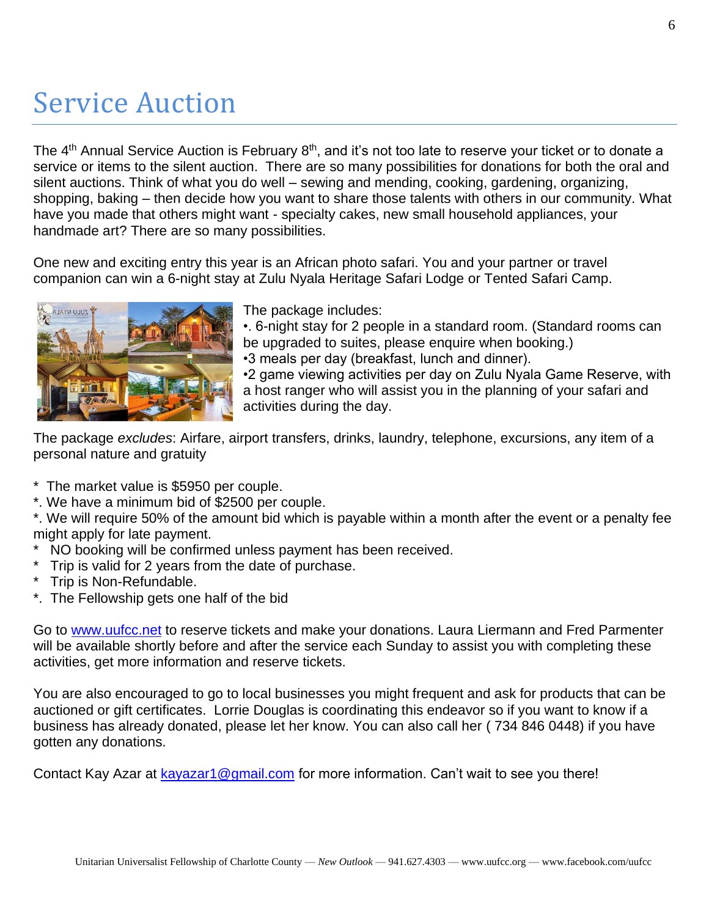# Service Auction

The 4th Annual Service Auction is February 8th, and it's not too late to reserve your ticket or to donate a service or items to the silent auction. There are so many possibilities for donations for both the oral and silent auctions. Think of what you do well – sewing and mending, cooking, gardening, organizing, shopping, baking – then decide how you want to share those talents with others in our community. What have you made that others might want - specialty cakes, new small household appliances, your handmade art? There are so many possibilities.

One new and exciting entry this year is an African photo safari. You and your partner or travel companion can win a 6-night stay at Zulu Nyala Heritage Safari Lodge or Tented Safari Camp.

The package includes:

•. 6-night stay for 2 people in a standard room. (Standard rooms can be upgraded to suites, please enquire when booking.)

•3 meals per day (breakfast, lunch and dinner).

•2 game viewing activities per day on Zulu Nyala Game Reserve, with a host ranger who will assist you in the planning of your safari and activities during the day.

The package *excludes*: Airfare, airport transfers, drinks, laundry, telephone, excursions, any item of a personal nature and gratuity

\* The market value is $5950 per couple.
\*. We have a minimum bid of $2500 per couple.
\*. We will require 50% of the amount bid which is payable within a month after the event or a penalty fee might apply for late payment.
\* NO booking will be confirmed unless payment has been received.
\* Trip is valid for 2 years from the date of purchase.
\* Trip is Non-Refundable.
\*. The Fellowship gets one half of the bid

Go to [www.uufcc.net](http://www.uufcc.net) to reserve tickets and make your donations. Laura Liermann and Fred Parmenter will be available shortly before and after the service each Sunday to assist you with completing these activities, get more information and reserve tickets.

You are also encouraged to go to local businesses you might frequent and ask for products that can be auctioned or gift certificates. Lorrie Douglas is coordinating this endeavor so if you want to know if a business has already donated, please let her know. You can also call her ( 734 846 0448) if you have gotten any donations.

Contact Kay Azar at [kayazar1@gmail.com](mailto:kayazar1@gmail.com) for more information. Can't wait to see you there!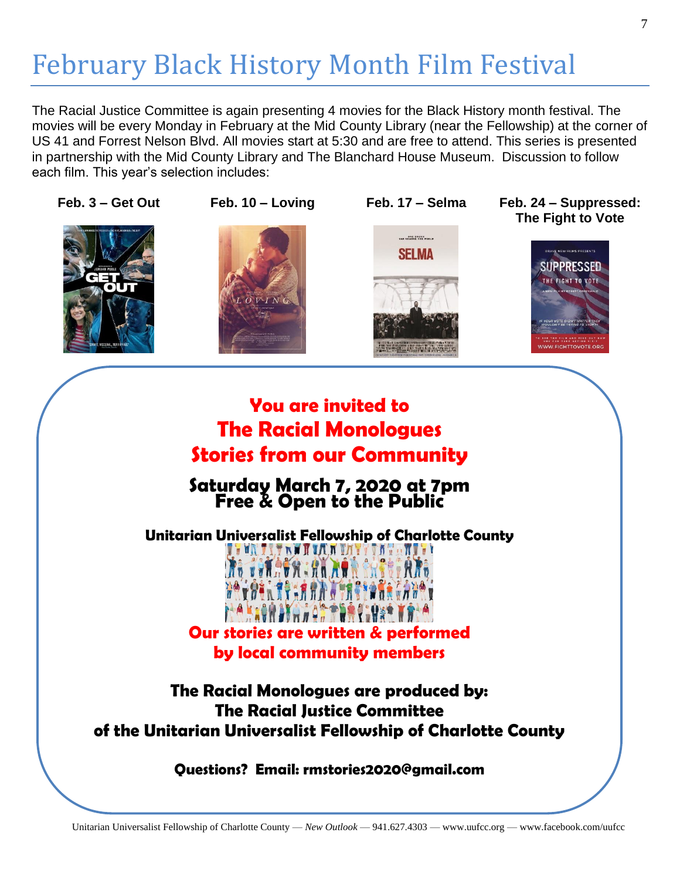# February Black History Month Film Festival

The Racial Justice Committee is again presenting 4 movies for the Black History month festival. The movies will be every Monday in February at the Mid County Library (near the Fellowship) at the corner of US 41 and Forrest Nelson Blvd. All movies start at 5:30 and are free to attend. This series is presented in partnership with the Mid County Library and The Blanchard House Museum. Discussion to follow each film. This year's selection includes:

**Feb. 3 – Get Out**

**Feb. 10 – Loving**

**Feb. 17 – Selma**

**Feb. 24 – Suppressed: The Fight to Vote**

## You are invited to
## The Racial Monologues
## Stories from our Community

**Saturday March 7, 2020 at 7pm**
**Free & Open to the Public**

**Unitarian Universalist Fellowship of Charlotte County**

**Our stories are written & performed by local community members**

**The Racial Monologues are produced by:**
**The Racial Justice Committee**
**of the Unitarian Universalist Fellowship of Charlotte County**

**Questions? Email: rmstories2020@gmail.com**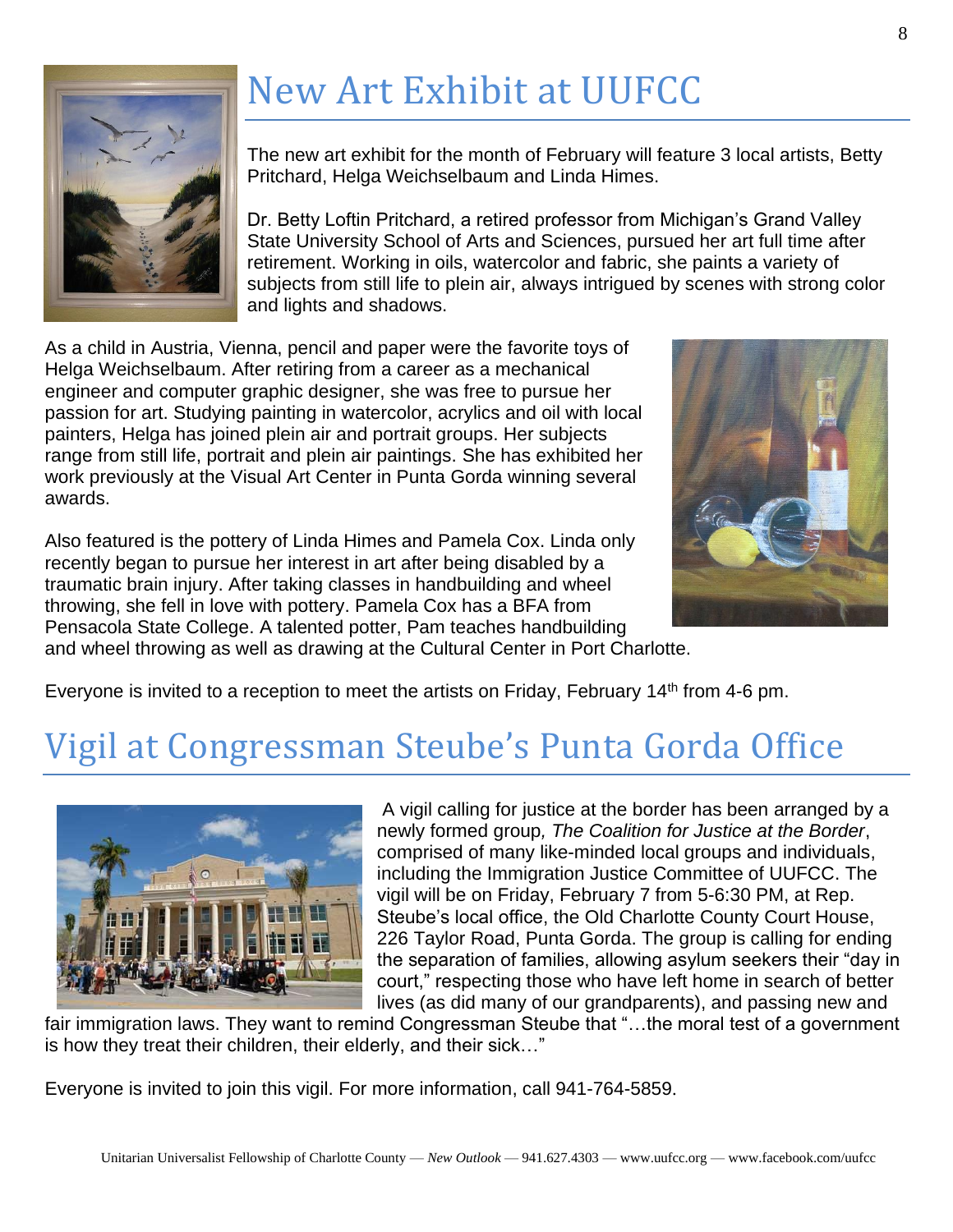# New Art Exhibit at UUFCC

The new art exhibit for the month of February will feature 3 local artists, Betty Pritchard, Helga Weichselbaum and Linda Himes.

Dr. Betty Loftin Pritchard, a retired professor from Michigan's Grand Valley State University School of Arts and Sciences, pursued her art full time after retirement. Working in oils, watercolor and fabric, she paints a variety of subjects from still life to plein air, always intrigued by scenes with strong color and lights and shadows.

As a child in Austria, Vienna, pencil and paper were the favorite toys of Helga Weichselbaum. After retiring from a career as a mechanical engineer and computer graphic designer, she was free to pursue her passion for art. Studying painting in watercolor, acrylics and oil with local painters, Helga has joined plein air and portrait groups. Her subjects range from still life, portrait and plein air paintings. She has exhibited her work previously at the Visual Art Center in Punta Gorda winning several awards.

Also featured is the pottery of Linda Himes and Pamela Cox. Linda only recently began to pursue her interest in art after being disabled by a traumatic brain injury. After taking classes in handbuilding and wheel throwing, she fell in love with pottery. Pamela Cox has a BFA from Pensacola State College. A talented potter, Pam teaches handbuilding and wheel throwing as well as drawing at the Cultural Center in Port Charlotte.

Everyone is invited to a reception to meet the artists on Friday, February 14th from 4-6 pm.

# Vigil at Congressman Steube's Punta Gorda Office

A vigil calling for justice at the border has been arranged by a newly formed group, *The Coalition for Justice at the Border*, comprised of many like-minded local groups and individuals, including the Immigration Justice Committee of UUFCC. The vigil will be on Friday, February 7 from 5-6:30 PM, at Rep. Steube's local office, the Old Charlotte County Court House, 226 Taylor Road, Punta Gorda. The group is calling for ending the separation of families, allowing asylum seekers their "day in court," respecting those who have left home in search of better lives (as did many of our grandparents), and passing new and fair immigration laws. They want to remind Congressman Steube that "…the moral test of a government is how they treat their children, their elderly, and their sick…"

Everyone is invited to join this vigil. For more information, call 941-764-5859.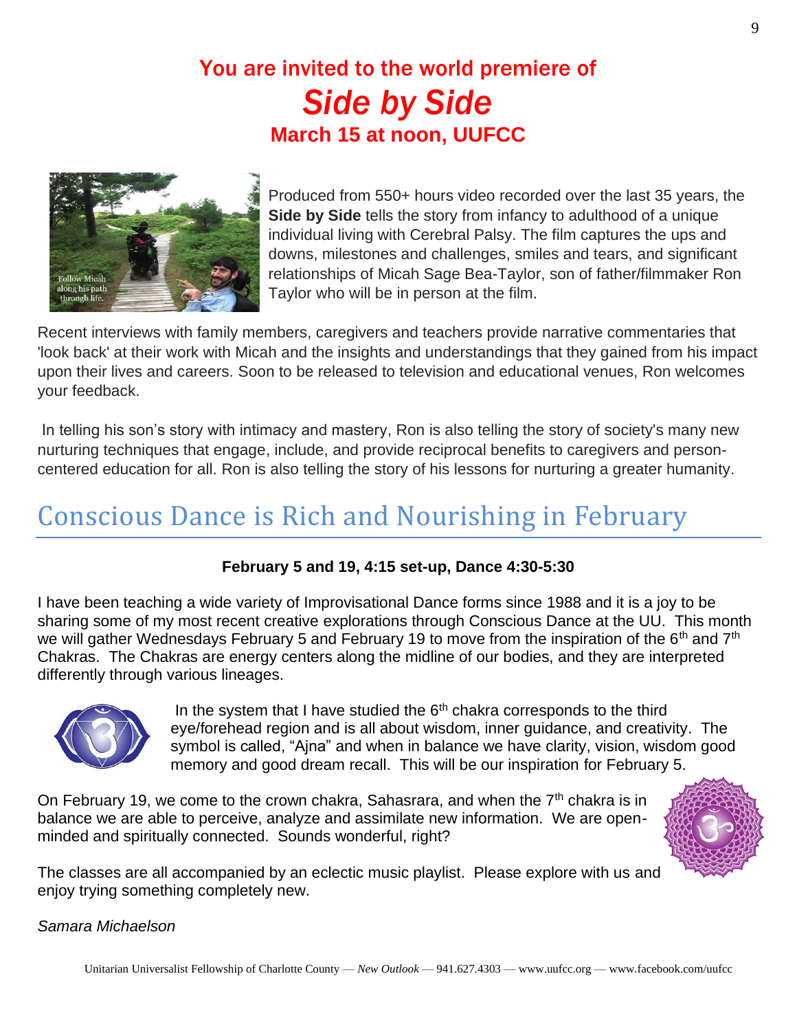## You are invited to the world premiere of

# *Side by Side*

### March 15 at noon, UUFCC

Follow Micah along his path through life.

Produced from 550+ hours video recorded over the last 35 years, the **Side by Side** tells the story from infancy to adulthood of a unique individual living with Cerebral Palsy. The film captures the ups and downs, milestones and challenges, smiles and tears, and significant relationships of Micah Sage Bea-Taylor, son of father/filmmaker Ron Taylor who will be in person at the film.

Recent interviews with family members, caregivers and teachers provide narrative commentaries that 'look back' at their work with Micah and the insights and understandings that they gained from his impact upon their lives and careers. Soon to be released to television and educational venues, Ron welcomes your feedback.

In telling his son's story with intimacy and mastery, Ron is also telling the story of society's many new nurturing techniques that engage, include, and provide reciprocal benefits to caregivers and person-centered education for all. Ron is also telling the story of his lessons for nurturing a greater humanity.

# Conscious Dance is Rich and Nourishing in February

**February 5 and 19, 4:15 set-up, Dance 4:30-5:30**

I have been teaching a wide variety of Improvisational Dance forms since 1988 and it is a joy to be sharing some of my most recent creative explorations through Conscious Dance at the UU. This month we will gather Wednesdays February 5 and February 19 to move from the inspiration of the 6th and 7th Chakras. The Chakras are energy centers along the midline of our bodies, and they are interpreted differently through various lineages.

In the system that I have studied the 6th chakra corresponds to the third eye/forehead region and is all about wisdom, inner guidance, and creativity. The symbol is called, "Ajna" and when in balance we have clarity, vision, wisdom good memory and good dream recall. This will be our inspiration for February 5.

On February 19, we come to the crown chakra, Sahasrara, and when the 7th chakra is in balance we are able to perceive, analyze and assimilate new information. We are open-minded and spiritually connected. Sounds wonderful, right?

The classes are all accompanied by an eclectic music playlist. Please explore with us and enjoy trying something completely new.

*Samara Michaelson*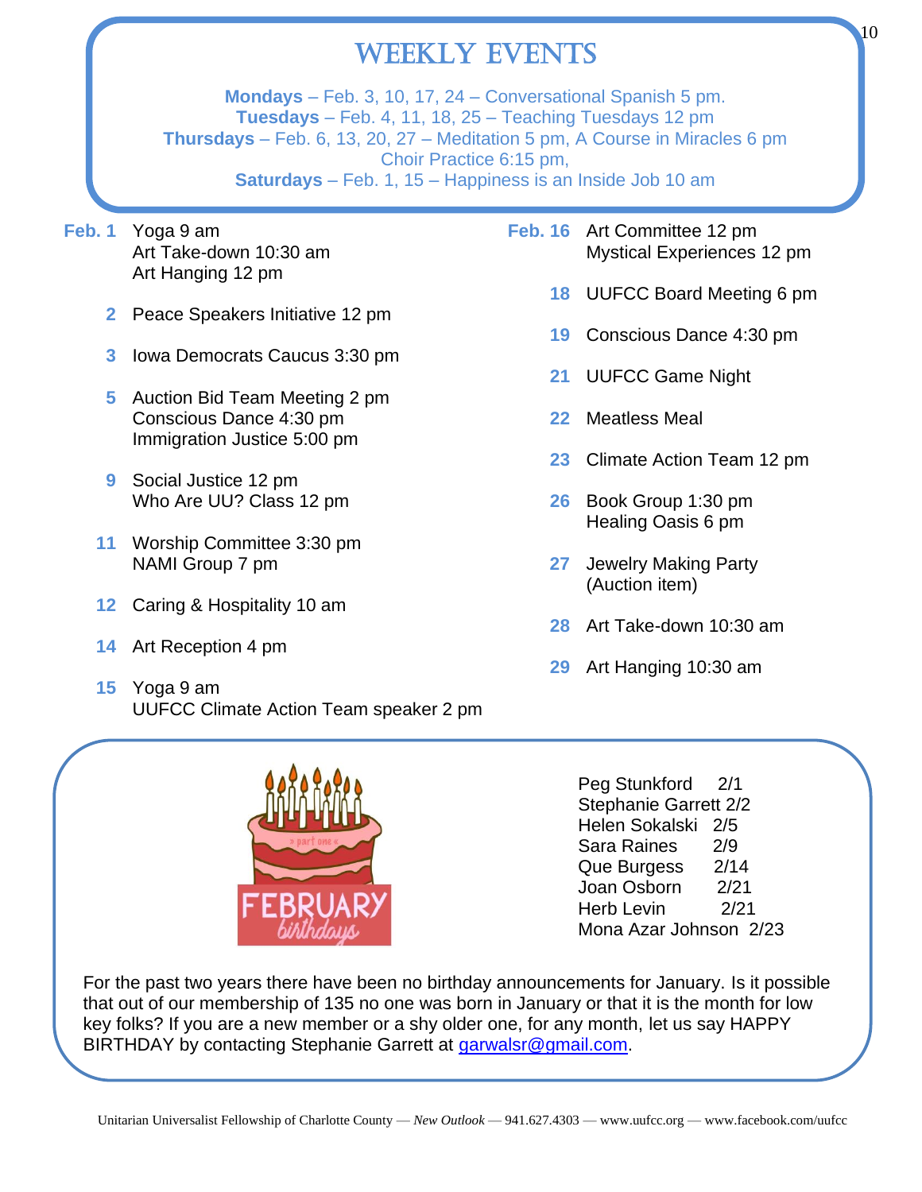## WEEKLY EVENTS

**Mondays** – Feb. 3, 10, 17, 24 – Conversational Spanish 5 pm.
**Tuesdays** – Feb. 4, 11, 18, 25 – Teaching Tuesdays 12 pm
**Thursdays** – Feb. 6, 13, 20, 27 – Meditation 5 pm, A Course in Miracles 6 pm
Choir Practice 6:15 pm,
**Saturdays** – Feb. 1, 15 – Happiness is an Inside Job 10 am

**Feb. 1** Yoga 9 am
Art Take-down 10:30 am
Art Hanging 12 pm

**2** Peace Speakers Initiative 12 pm

**3** Iowa Democrats Caucus 3:30 pm

**5** Auction Bid Team Meeting 2 pm
Conscious Dance 4:30 pm
Immigration Justice 5:00 pm

**9** Social Justice 12 pm
Who Are UU? Class 12 pm

**11** Worship Committee 3:30 pm
NAMI Group 7 pm

**12** Caring & Hospitality 10 am

**14** Art Reception 4 pm

**15** Yoga 9 am
UUFCC Climate Action Team speaker 2 pm

**Feb. 16** Art Committee 12 pm
Mystical Experiences 12 pm

**18** UUFCC Board Meeting 6 pm

**19** Conscious Dance 4:30 pm

**21** UUFCC Game Night

**22** Meatless Meal

**23** Climate Action Team 12 pm

**26** Book Group 1:30 pm
Healing Oasis 6 pm

**27** Jewelry Making Party
(Auction item)

**28** Art Take-down 10:30 am

**29** Art Hanging 10:30 am

FEBRUARY birthdays

Peg Stunkford 2/1
Stephanie Garrett 2/2
Helen Sokalski 2/5
Sara Raines 2/9
Que Burgess 2/14
Joan Osborn 2/21
Herb Levin 2/21
Mona Azar Johnson 2/23

For the past two years there have been no birthday announcements for January. Is it possible that out of our membership of 135 no one was born in January or that it is the month for low key folks? If you are a new member or a shy older one, for any month, let us say HAPPY BIRTHDAY by contacting Stephanie Garrett at garwalsr@gmail.com.